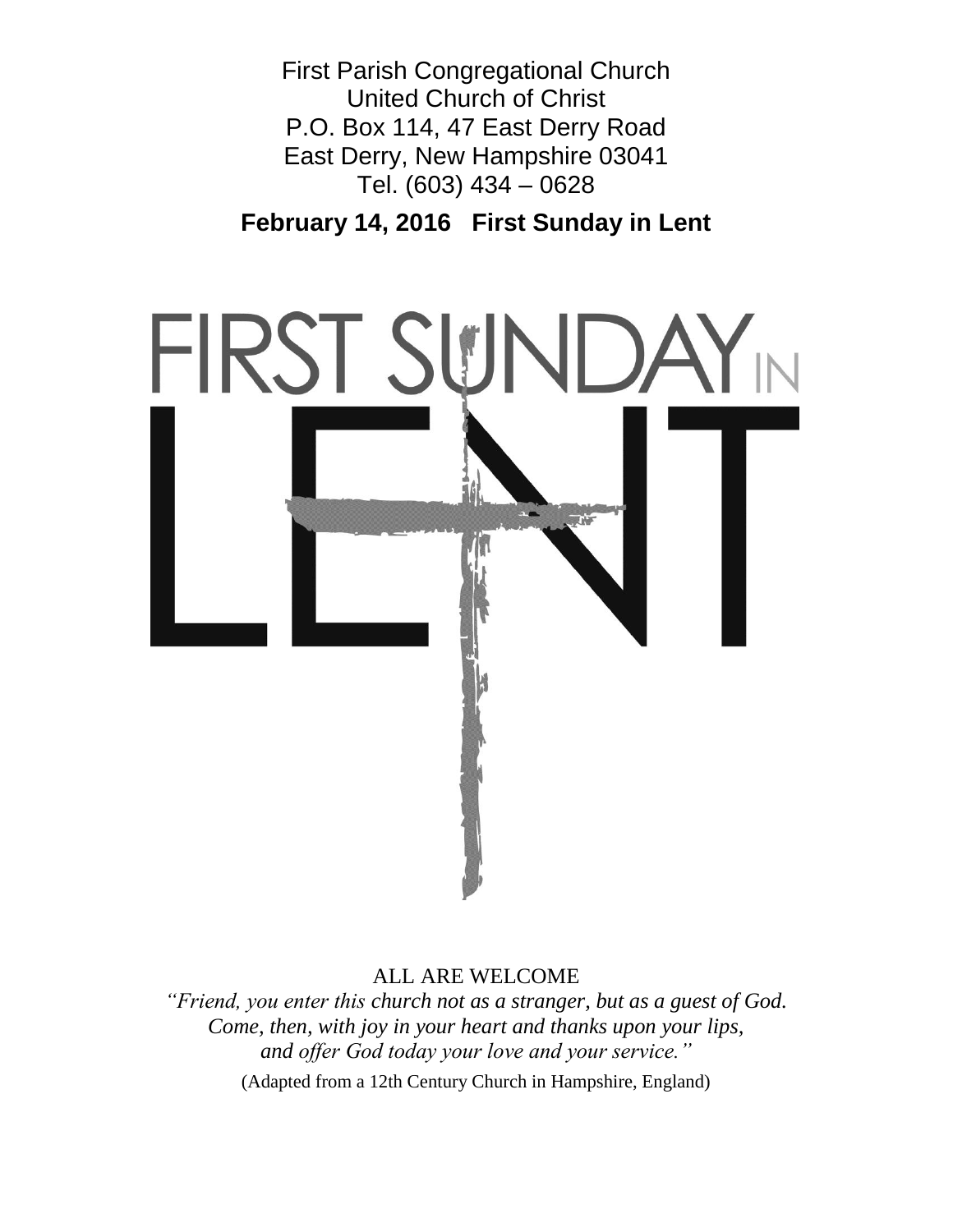First Parish Congregational Church
United Church of Christ
P.O. Box 114, 47 East Derry Road
East Derry, New Hampshire 03041
Tel. (603) 434 – 0628

**February 14, 2016 First Sunday in Lent**

# FIRST SUNDAY IN LENT

ALL ARE WELCOME

*"Friend, you enter this church not as a stranger, but as a guest of God. Come, then, with joy in your heart and thanks upon your lips, and offer God today your love and your service."*

(Adapted from a 12th Century Church in Hampshire, England)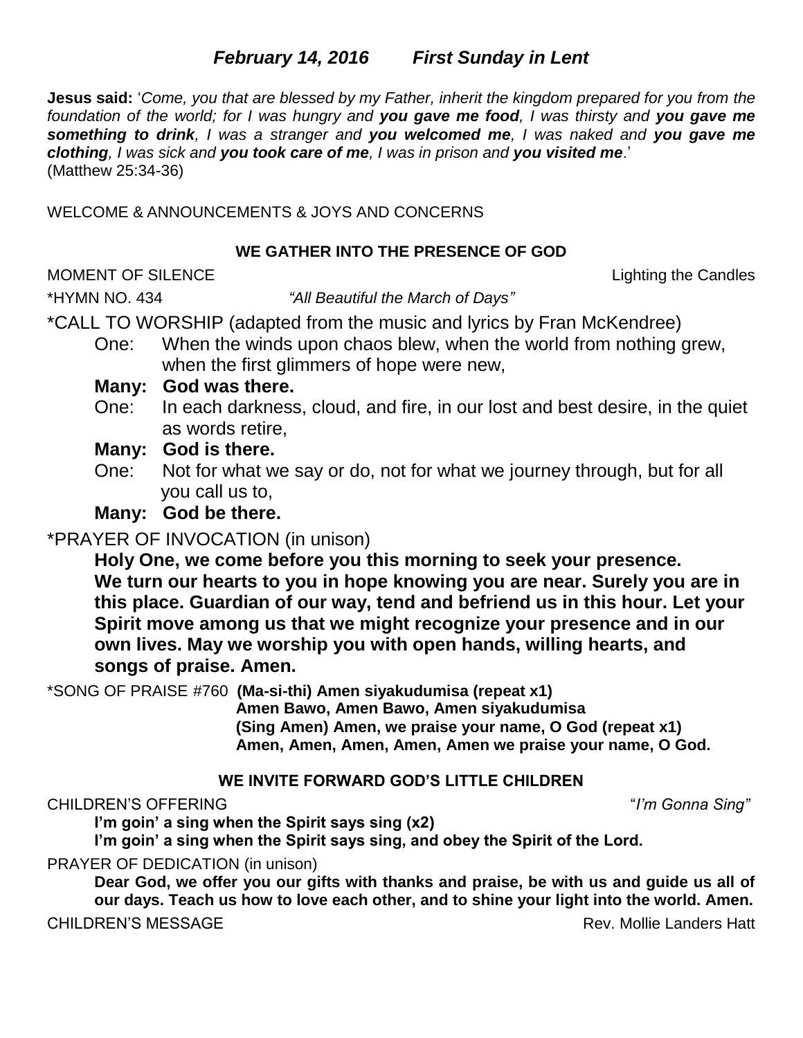## *February 14, 2016 First Sunday in Lent*

**Jesus said:** '*Come, you that are blessed by my Father, inherit the kingdom prepared for you from the foundation of the world; for I was hungry and **you gave me food**, I was thirsty and **you gave me something to drink**, I was a stranger and **you welcomed me**, I was naked and **you gave me clothing**, I was sick and **you took care of me**, I was in prison and **you visited me**.*'
(Matthew 25:34-36)

WELCOME & ANNOUNCEMENTS & JOYS AND CONCERNS

### WE GATHER INTO THE PRESENCE OF GOD

MOMENT OF SILENCE Lighting the Candles

*HYMN NO. 434 *"All Beautiful the March of Days"*

*CALL TO WORSHIP (adapted from the music and lyrics by Fran McKendree)

One: When the winds upon chaos blew, when the world from nothing grew, when the first glimmers of hope were new,

**Many: God was there.**

One: In each darkness, cloud, and fire, in our lost and best desire, in the quiet as words retire,

**Many: God is there.**

One: Not for what we say or do, not for what we journey through, but for all you call us to,

**Many: God be there.**

*PRAYER OF INVOCATION (in unison)

**Holy One, we come before you this morning to seek your presence. We turn our hearts to you in hope knowing you are near. Surely you are in this place. Guardian of our way, tend and befriend us in this hour. Let your Spirit move among us that we might recognize your presence and in our own lives. May we worship you with open hands, willing hearts, and songs of praise. Amen.**

*SONG OF PRAISE #760 **(Ma-si-thi) Amen siyakudumisa (repeat x1)**
**Amen Bawo, Amen Bawo, Amen siyakudumisa**
**(Sing Amen) Amen, we praise your name, O God (repeat x1)**
**Amen, Amen, Amen, Amen, Amen we praise your name, O God.**

### WE INVITE FORWARD GOD'S LITTLE CHILDREN

CHILDREN'S OFFERING "*I'm Gonna Sing*"

**I'm goin' a sing when the Spirit says sing (x2)**
**I'm goin' a sing when the Spirit says sing, and obey the Spirit of the Lord.**

PRAYER OF DEDICATION (in unison)

**Dear God, we offer you our gifts with thanks and praise, be with us and guide us all of our days. Teach us how to love each other, and to shine your light into the world. Amen.**

CHILDREN'S MESSAGE Rev. Mollie Landers Hatt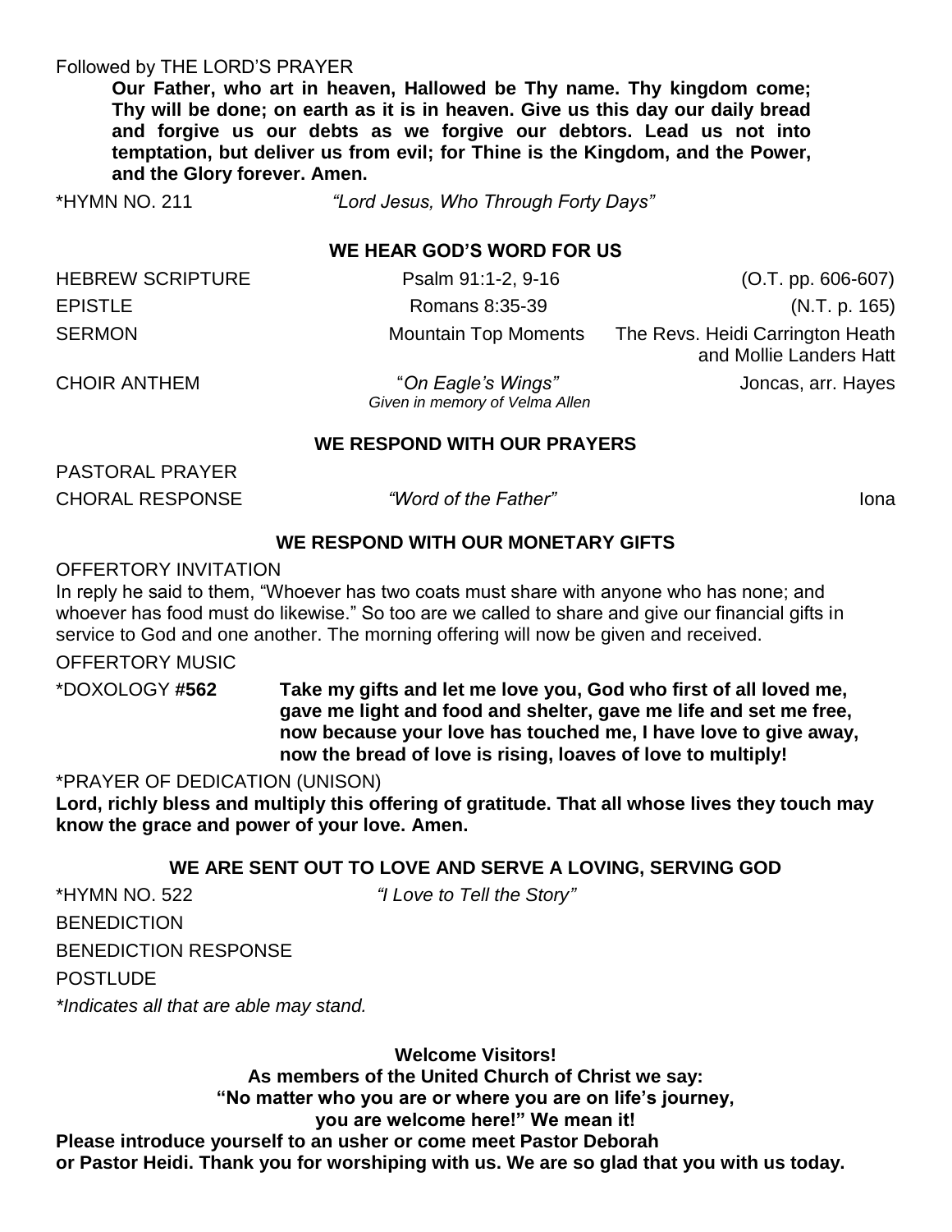Followed by THE LORD'S PRAYER

**Our Father, who art in heaven, Hallowed be Thy name. Thy kingdom come; Thy will be done; on earth as it is in heaven. Give us this day our daily bread and forgive us our debts as we forgive our debtors. Lead us not into temptation, but deliver us from evil; for Thine is the Kingdom, and the Power, and the Glory forever. Amen.**

*HYMN NO. 211 *"Lord Jesus, Who Through Forty Days"*

### WE HEAR GOD'S WORD FOR US

HEBREW SCRIPTURE — Psalm 91:1-2, 9-16 — (O.T. pp. 606-607)

EPISTLE — Romans 8:35-39 — (N.T. p. 165)

SERMON — Mountain Top Moments — The Revs. Heidi Carrington Heath and Mollie Landers Hatt

CHOIR ANTHEM — "*On Eagle's Wings"* — Joncas, arr. Hayes
*Given in memory of Velma Allen*

### WE RESPOND WITH OUR PRAYERS

PASTORAL PRAYER

CHORAL RESPONSE — *"Word of the Father"* — Iona

### WE RESPOND WITH OUR MONETARY GIFTS

OFFERTORY INVITATION

In reply he said to them, "Whoever has two coats must share with anyone who has none; and whoever has food must do likewise." So too are we called to share and give our financial gifts in service to God and one another. The morning offering will now be given and received.

OFFERTORY MUSIC

*DOXOLOGY **#562** — **Take my gifts and let me love you, God who first of all loved me, gave me light and food and shelter, gave me life and set me free, now because your love has touched me, I have love to give away, now the bread of love is rising, loaves of love to multiply!**

*PRAYER OF DEDICATION (UNISON)

**Lord, richly bless and multiply this offering of gratitude. That all whose lives they touch may know the grace and power of your love. Amen.**

### WE ARE SENT OUT TO LOVE AND SERVE A LOVING, SERVING GOD

*HYMN NO. 522 *"I Love to Tell the Story"*

BENEDICTION

BENEDICTION RESPONSE

POSTLUDE

*Indicates all that are able may stand.*

**Welcome Visitors!**
**As members of the United Church of Christ we say:**
**"No matter who you are or where you are on life's journey,**
**you are welcome here!" We mean it!**
**Please introduce yourself to an usher or come meet Pastor Deborah or Pastor Heidi. Thank you for worshiping with us. We are so glad that you with us today.**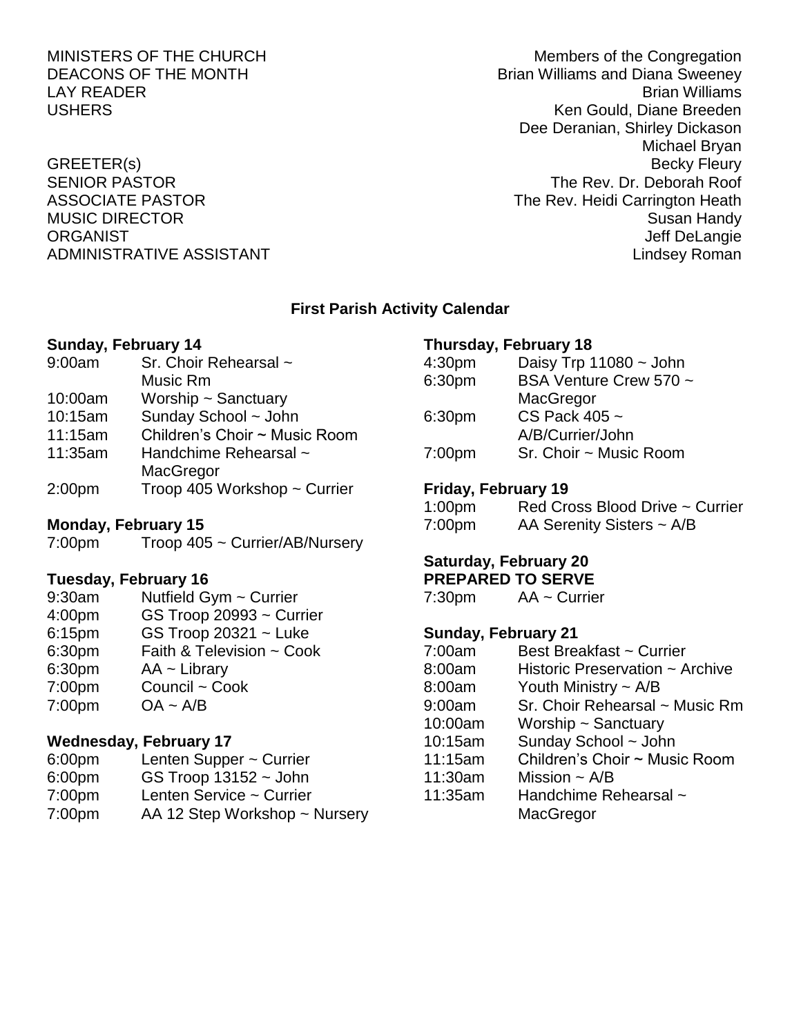| | |
|---|---|
| MINISTERS OF THE CHURCH | Members of the Congregation |
| DEACONS OF THE MONTH | Brian Williams and Diana Sweeney |
| LAY READER | Brian Williams |
| USHERS | Ken Gould, Diane Breeden<br>Dee Deranian, Shirley Dickason<br>Michael Bryan |
| GREETER(s) | Becky Fleury |
| SENIOR PASTOR | The Rev. Dr. Deborah Roof |
| ASSOCIATE PASTOR | The Rev. Heidi Carrington Heath |
| MUSIC DIRECTOR | Susan Handy |
| ORGANIST | Jeff DeLangie |
| ADMINISTRATIVE ASSISTANT | Lindsey Roman |

## First Parish Activity Calendar

**Sunday, February 14**

| | |
|---|---|
| 9:00am | Sr. Choir Rehearsal ~ Music Rm |
| 10:00am | Worship ~ Sanctuary |
| 10:15am | Sunday School ~ John |
| 11:15am | Children's Choir ~ Music Room |
| 11:35am | Handchime Rehearsal ~ MacGregor |
| 2:00pm | Troop 405 Workshop ~ Currier |

**Monday, February 15**

| | |
|---|---|
| 7:00pm | Troop 405 ~ Currier/AB/Nursery |

**Tuesday, February 16**

| | |
|---|---|
| 9:30am | Nutfield Gym ~ Currier |
| 4:00pm | GS Troop 20993 ~ Currier |
| 6:15pm | GS Troop 20321 ~ Luke |
| 6:30pm | Faith & Television ~ Cook |
| 6:30pm | AA ~ Library |
| 7:00pm | Council ~ Cook |
| 7:00pm | OA ~ A/B |

**Wednesday, February 17**

| | |
|---|---|
| 6:00pm | Lenten Supper ~ Currier |
| 6:00pm | GS Troop 13152 ~ John |
| 7:00pm | Lenten Service ~ Currier |
| 7:00pm | AA 12 Step Workshop ~ Nursery |

**Thursday, February 18**

| | |
|---|---|
| 4:30pm | Daisy Trp 11080 ~ John |
| 6:30pm | BSA Venture Crew 570 ~ MacGregor |
| 6:30pm | CS Pack 405 ~ A/B/Currier/John |
| 7:00pm | Sr. Choir ~ Music Room |

**Friday, February 19**

| | |
|---|---|
| 1:00pm | Red Cross Blood Drive ~ Currier |
| 7:00pm | AA Serenity Sisters ~ A/B |

**Saturday, February 20**
**PREPARED TO SERVE**

| | |
|---|---|
| 7:30pm | AA ~ Currier |

**Sunday, February 21**

| | |
|---|---|
| 7:00am | Best Breakfast ~ Currier |
| 8:00am | Historic Preservation ~ Archive |
| 8:00am | Youth Ministry ~ A/B |
| 9:00am | Sr. Choir Rehearsal ~ Music Rm |
| 10:00am | Worship ~ Sanctuary |
| 10:15am | Sunday School ~ John |
| 11:15am | Children's Choir ~ Music Room |
| 11:30am | Mission ~ A/B |
| 11:35am | Handchime Rehearsal ~ MacGregor |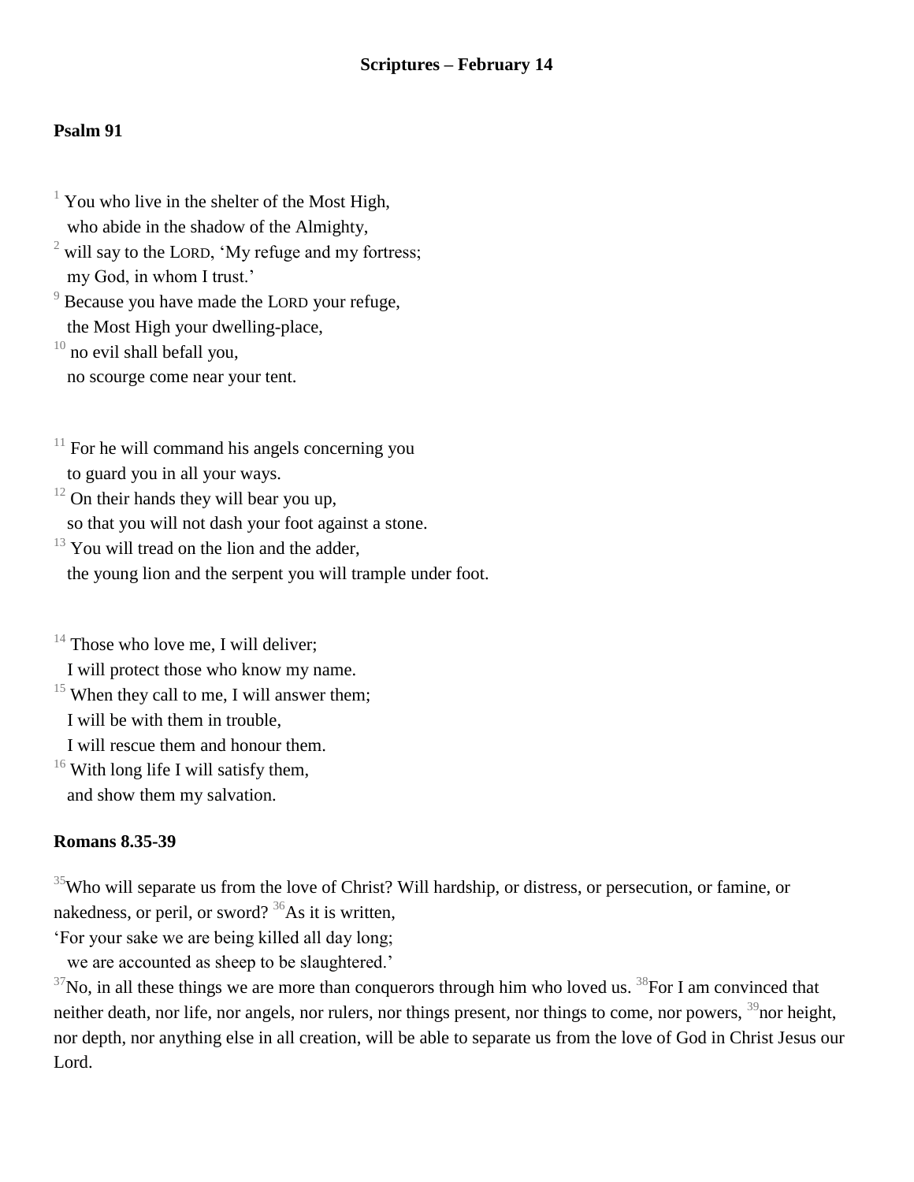**Scriptures – February 14**

## Psalm 91

[1] You who live in the shelter of the Most High,
who abide in the shadow of the Almighty,
[2] will say to the LORD, 'My refuge and my fortress;
my God, in whom I trust.'
[9] Because you have made the LORD your refuge,
the Most High your dwelling-place,
[10] no evil shall befall you,
no scourge come near your tent.

[11] For he will command his angels concerning you
to guard you in all your ways.
[12] On their hands they will bear you up,
so that you will not dash your foot against a stone.
[13] You will tread on the lion and the adder,
the young lion and the serpent you will trample under foot.

[14] Those who love me, I will deliver;
I will protect those who know my name.
[15] When they call to me, I will answer them;
I will be with them in trouble,
I will rescue them and honour them.
[16] With long life I will satisfy them,
and show them my salvation.

## Romans 8.35-39

[35]Who will separate us from the love of Christ? Will hardship, or distress, or persecution, or famine, or nakedness, or peril, or sword? [36]As it is written,
'For your sake we are being killed all day long;
we are accounted as sheep to be slaughtered.'
[37]No, in all these things we are more than conquerors through him who loved us. [38]For I am convinced that neither death, nor life, nor angels, nor rulers, nor things present, nor things to come, nor powers, [39]nor height, nor depth, nor anything else in all creation, will be able to separate us from the love of God in Christ Jesus our Lord.